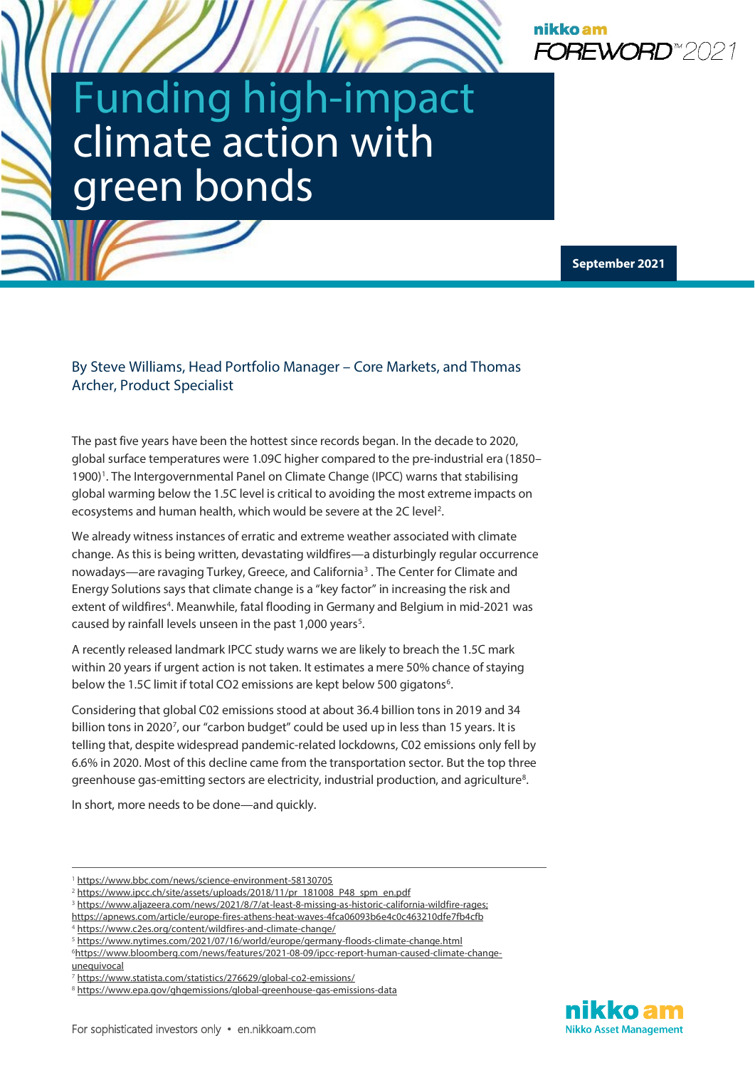# Funding high-impact climate action with green bonds

September 2021

By Steve Williams, Head Portfolio Manager – Core Markets, and Thomas Archer, Product Specialist

The past five years have been the hottest since records began. In the decade to 2020, global surface temperatures were 1.09C higher compared to the pre-industrial era (1850–1900)[1]. The Intergovernmental Panel on Climate Change (IPCC) warns that stabilising global warming below the 1.5C level is critical to avoiding the most extreme impacts on ecosystems and human health, which would be severe at the 2C level[2].

We already witness instances of erratic and extreme weather associated with climate change. As this is being written, devastating wildfires—a disturbingly regular occurrence nowadays—are ravaging Turkey, Greece, and California[3]. The Center for Climate and Energy Solutions says that climate change is a "key factor" in increasing the risk and extent of wildfires[4]. Meanwhile, fatal flooding in Germany and Belgium in mid-2021 was caused by rainfall levels unseen in the past 1,000 years[5].

A recently released landmark IPCC study warns we are likely to breach the 1.5C mark within 20 years if urgent action is not taken. It estimates a mere 50% chance of staying below the 1.5C limit if total CO2 emissions are kept below 500 gigatons[6].

Considering that global C02 emissions stood at about 36.4 billion tons in 2019 and 34 billion tons in 2020[7], our "carbon budget" could be used up in less than 15 years. It is telling that, despite widespread pandemic-related lockdowns, C02 emissions only fell by 6.6% in 2020. Most of this decline came from the transportation sector. But the top three greenhouse gas-emitting sectors are electricity, industrial production, and agriculture[8].

In short, more needs to be done—and quickly.

---

[1] https://www.bbc.com/news/science-environment-58130705
[2] https://www.ipcc.ch/site/assets/uploads/2018/11/pr_181008_P48_spm_en.pdf
[3] https://www.aljazeera.com/news/2021/8/7/at-least-8-missing-as-historic-california-wildfire-rages; https://apnews.com/article/europe-fires-athens-heat-waves-4fca06093b6e4c0c463210dfe7fb4cfb
[4] https://www.c2es.org/content/wildfires-and-climate-change/
[5] https://www.nytimes.com/2021/07/16/world/europe/germany-floods-climate-change.html
[6] https://www.bloomberg.com/news/features/2021-08-09/ipcc-report-human-caused-climate-change-unequivocal
[7] https://www.statista.com/statistics/276629/global-co2-emissions/
[8] https://www.epa.gov/ghgemissions/global-greenhouse-gas-emissions-data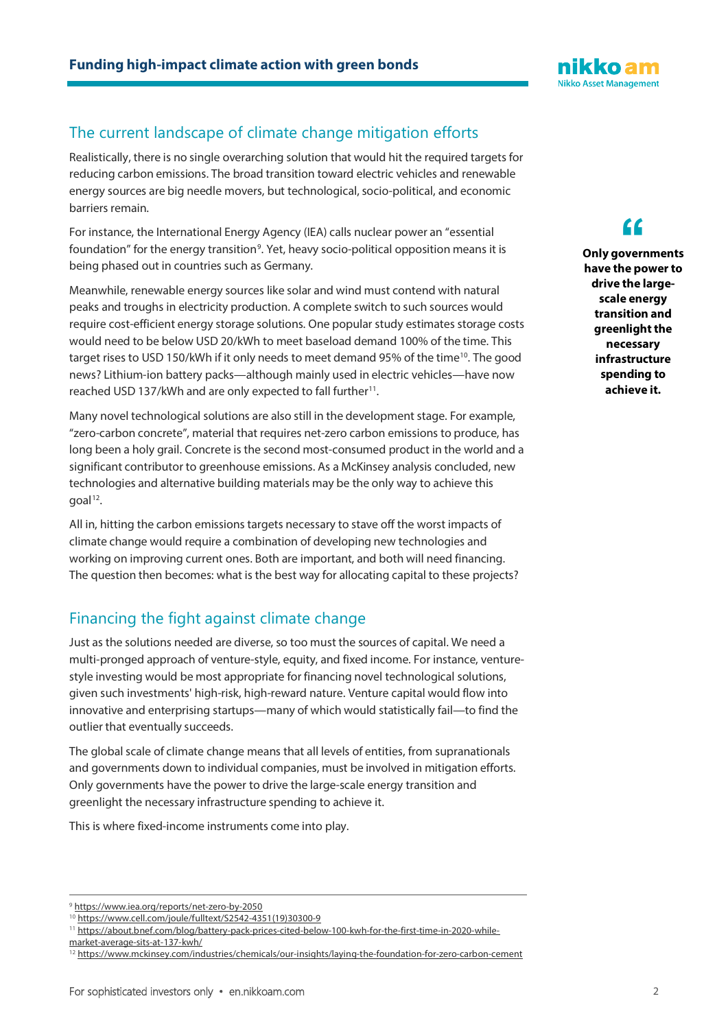## The current landscape of climate change mitigation efforts

Realistically, there is no single overarching solution that would hit the required targets for reducing carbon emissions. The broad transition toward electric vehicles and renewable energy sources are big needle movers, but technological, socio-political, and economic barriers remain.

For instance, the International Energy Agency (IEA) calls nuclear power an "essential foundation" for the energy transition[9]. Yet, heavy socio-political opposition means it is being phased out in countries such as Germany.

Meanwhile, renewable energy sources like solar and wind must contend with natural peaks and troughs in electricity production. A complete switch to such sources would require cost-efficient energy storage solutions. One popular study estimates storage costs would need to be below USD 20/kWh to meet baseload demand 100% of the time. This target rises to USD 150/kWh if it only needs to meet demand 95% of the time[10]. The good news? Lithium-ion battery packs—although mainly used in electric vehicles—have now reached USD 137/kWh and are only expected to fall further[11].

Many novel technological solutions are also still in the development stage. For example, "zero-carbon concrete", material that requires net-zero carbon emissions to produce, has long been a holy grail. Concrete is the second most-consumed product in the world and a significant contributor to greenhouse emissions. As a McKinsey analysis concluded, new technologies and alternative building materials may be the only way to achieve this goal[12].

All in, hitting the carbon emissions targets necessary to stave off the worst impacts of climate change would require a combination of developing new technologies and working on improving current ones. Both are important, and both will need financing. The question then becomes: what is the best way for allocating capital to these projects?

> **"Only governments have the power to drive the large-scale energy transition and greenlight the necessary infrastructure spending to achieve it.**

## Financing the fight against climate change

Just as the solutions needed are diverse, so too must the sources of capital. We need a multi-pronged approach of venture-style, equity, and fixed income. For instance, venture-style investing would be most appropriate for financing novel technological solutions, given such investments' high-risk, high-reward nature. Venture capital would flow into innovative and enterprising startups—many of which would statistically fail—to find the outlier that eventually succeeds.

The global scale of climate change means that all levels of entities, from supranationals and governments down to individual companies, must be involved in mitigation efforts. Only governments have the power to drive the large-scale energy transition and greenlight the necessary infrastructure spending to achieve it.

This is where fixed-income instruments come into play.

---

[9] https://www.iea.org/reports/net-zero-by-2050

[10] https://www.cell.com/joule/fulltext/S2542-4351(19)30300-9

[11] https://about.bnef.com/blog/battery-pack-prices-cited-below-100-kwh-for-the-first-time-in-2020-while-market-average-sits-at-137-kwh/

[12] https://www.mckinsey.com/industries/chemicals/our-insights/laying-the-foundation-for-zero-carbon-cement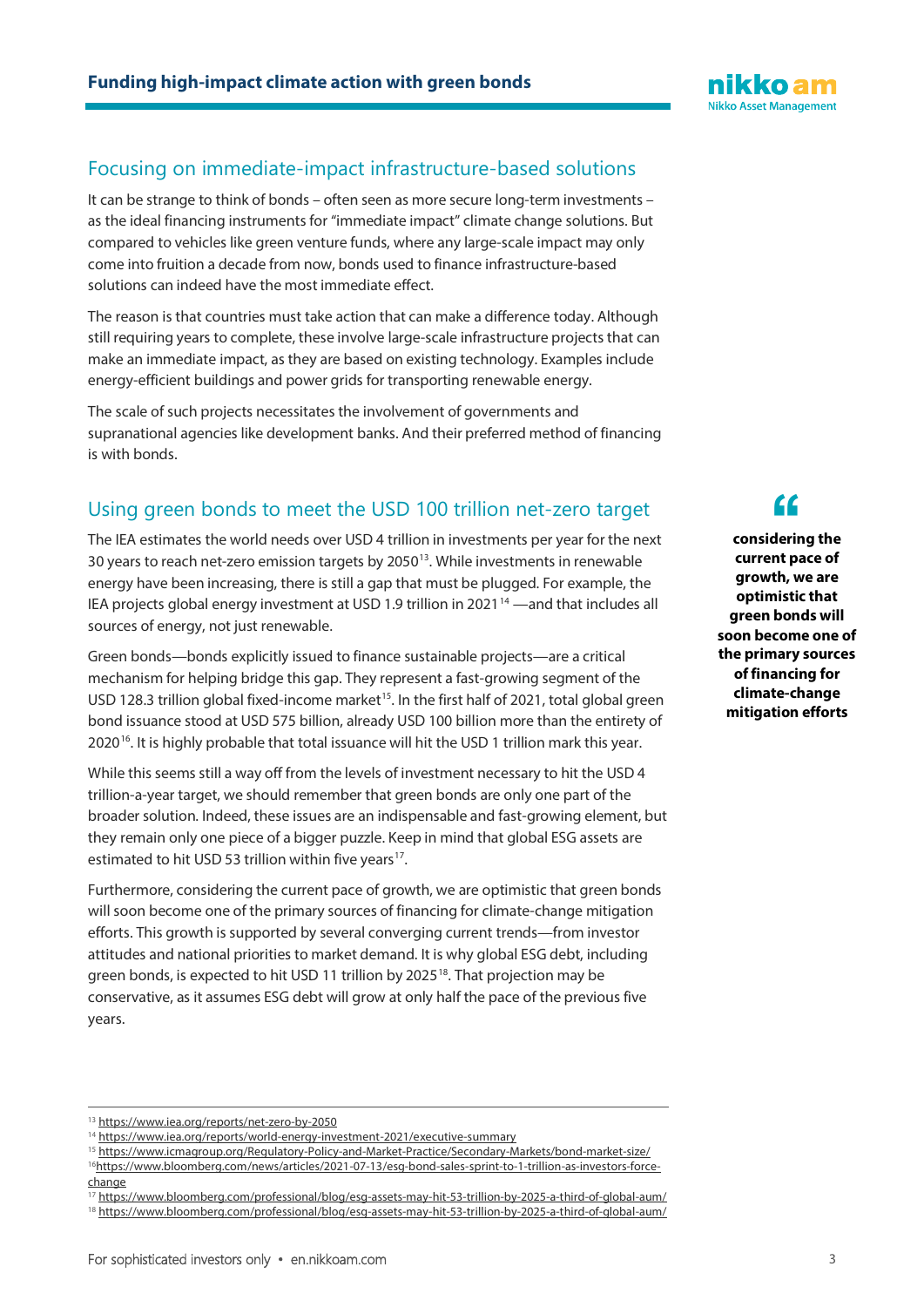## Focusing on immediate-impact infrastructure-based solutions

It can be strange to think of bonds – often seen as more secure long-term investments – as the ideal financing instruments for "immediate impact" climate change solutions. But compared to vehicles like green venture funds, where any large-scale impact may only come into fruition a decade from now, bonds used to finance infrastructure-based solutions can indeed have the most immediate effect.

The reason is that countries must take action that can make a difference today. Although still requiring years to complete, these involve large-scale infrastructure projects that can make an immediate impact, as they are based on existing technology. Examples include energy-efficient buildings and power grids for transporting renewable energy.

The scale of such projects necessitates the involvement of governments and supranational agencies like development banks. And their preferred method of financing is with bonds.

## Using green bonds to meet the USD 100 trillion net-zero target

The IEA estimates the world needs over USD 4 trillion in investments per year for the next 30 years to reach net-zero emission targets by 2050[13]. While investments in renewable energy have been increasing, there is still a gap that must be plugged. For example, the IEA projects global energy investment at USD 1.9 trillion in 2021[14] —and that includes all sources of energy, not just renewable.

Green bonds—bonds explicitly issued to finance sustainable projects—are a critical mechanism for helping bridge this gap. They represent a fast-growing segment of the USD 128.3 trillion global fixed-income market[15]. In the first half of 2021, total global green bond issuance stood at USD 575 billion, already USD 100 billion more than the entirety of 2020[16]. It is highly probable that total issuance will hit the USD 1 trillion mark this year.

While this seems still a way off from the levels of investment necessary to hit the USD 4 trillion-a-year target, we should remember that green bonds are only one part of the broader solution. Indeed, these issues are an indispensable and fast-growing element, but they remain only one piece of a bigger puzzle. Keep in mind that global ESG assets are estimated to hit USD 53 trillion within five years[17].

Furthermore, considering the current pace of growth, we are optimistic that green bonds will soon become one of the primary sources of financing for climate-change mitigation efforts. This growth is supported by several converging current trends—from investor attitudes and national priorities to market demand. It is why global ESG debt, including green bonds, is expected to hit USD 11 trillion by 2025[18]. That projection may be conservative, as it assumes ESG debt will grow at only half the pace of the previous five years.

> **"considering the current pace of growth, we are optimistic that green bonds will soon become one of the primary sources of financing for climate-change mitigation efforts**

---

[13] https://www.iea.org/reports/net-zero-by-2050
[14] https://www.iea.org/reports/world-energy-investment-2021/executive-summary
[15] https://www.icmagroup.org/Regulatory-Policy-and-Market-Practice/Secondary-Markets/bond-market-size/
[16] https://www.bloomberg.com/news/articles/2021-07-13/esg-bond-sales-sprint-to-1-trillion-as-investors-force-change
[17] https://www.bloomberg.com/professional/blog/esg-assets-may-hit-53-trillion-by-2025-a-third-of-global-aum/
[18] https://www.bloomberg.com/professional/blog/esg-assets-may-hit-53-trillion-by-2025-a-third-of-global-aum/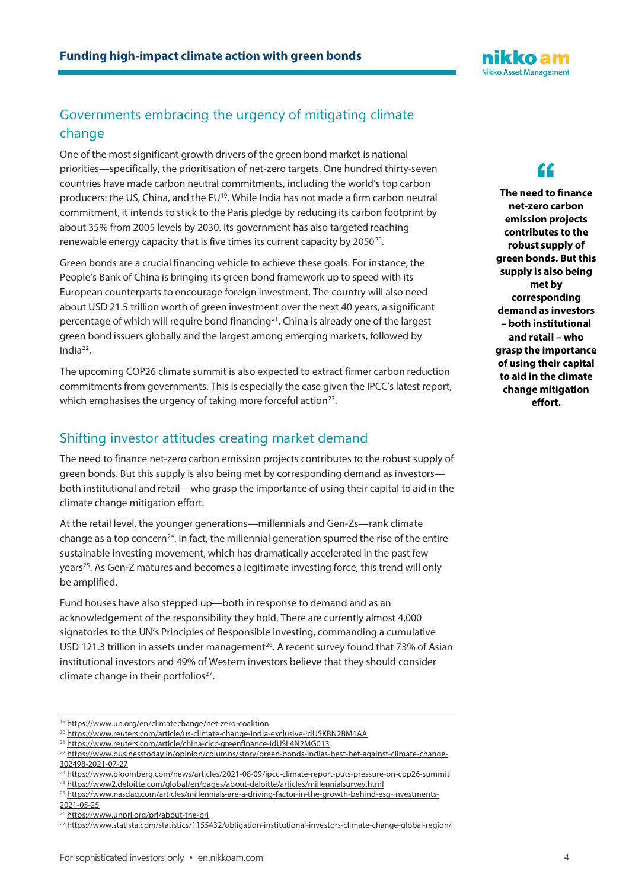## Governments embracing the urgency of mitigating climate change

One of the most significant growth drivers of the green bond market is national priorities—specifically, the prioritisation of net-zero targets. One hundred thirty-seven countries have made carbon neutral commitments, including the world's top carbon producers: the US, China, and the EU[19]. While India has not made a firm carbon neutral commitment, it intends to stick to the Paris pledge by reducing its carbon footprint by about 35% from 2005 levels by 2030. Its government has also targeted reaching renewable energy capacity that is five times its current capacity by 2050[20].

Green bonds are a crucial financing vehicle to achieve these goals. For instance, the People's Bank of China is bringing its green bond framework up to speed with its European counterparts to encourage foreign investment. The country will also need about USD 21.5 trillion worth of green investment over the next 40 years, a significant percentage of which will require bond financing[21]. China is already one of the largest green bond issuers globally and the largest among emerging markets, followed by India[22].

The upcoming COP26 climate summit is also expected to extract firmer carbon reduction commitments from governments. This is especially the case given the IPCC's latest report, which emphasises the urgency of taking more forceful action[23].

> **"The need to finance net-zero carbon emission projects contributes to the robust supply of green bonds. But this supply is also being met by corresponding demand as investors – both institutional and retail – who grasp the importance of using their capital to aid in the climate change mitigation effort.**

## Shifting investor attitudes creating market demand

The need to finance net-zero carbon emission projects contributes to the robust supply of green bonds. But this supply is also being met by corresponding demand as investors—both institutional and retail—who grasp the importance of using their capital to aid in the climate change mitigation effort.

At the retail level, the younger generations—millennials and Gen-Zs—rank climate change as a top concern[24]. In fact, the millennial generation spurred the rise of the entire sustainable investing movement, which has dramatically accelerated in the past few years[25]. As Gen-Z matures and becomes a legitimate investing force, this trend will only be amplified.

Fund houses have also stepped up—both in response to demand and as an acknowledgement of the responsibility they hold. There are currently almost 4,000 signatories to the UN's Principles of Responsible Investing, commanding a cumulative USD 121.3 trillion in assets under management[26]. A recent survey found that 73% of Asian institutional investors and 49% of Western investors believe that they should consider climate change in their portfolios[27].

---

[19] https://www.un.org/en/climatechange/net-zero-coalition
[20] https://www.reuters.com/article/us-climate-change-india-exclusive-idUSKBN2BM1AA
[21] https://www.reuters.com/article/china-cicc-greenfinance-idUSL4N2MG013
[22] https://www.businesstoday.in/opinion/columns/story/green-bonds-indias-best-bet-against-climate-change-302498-2021-07-27
[23] https://www.bloomberg.com/news/articles/2021-08-09/ipcc-climate-report-puts-pressure-on-cop26-summit
[24] https://www2.deloitte.com/global/en/pages/about-deloitte/articles/millennialsurvey.html
[25] https://www.nasdaq.com/articles/millennials-are-a-driving-factor-in-the-growth-behind-esg-investments-2021-05-25
[26] https://www.unpri.org/pri/about-the-pri
[27] https://www.statista.com/statistics/1155432/obligation-institutional-investors-climate-change-global-region/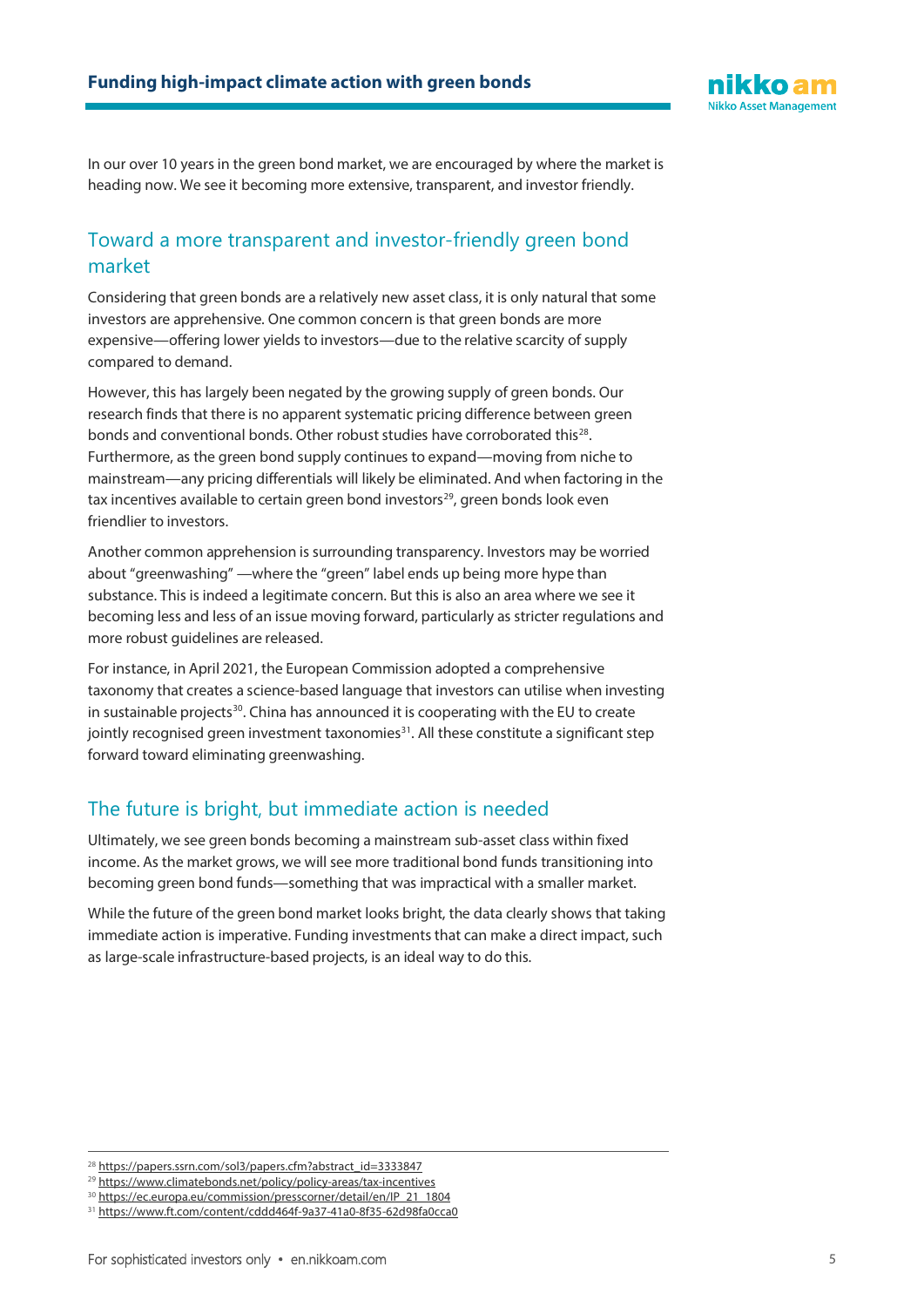In our over 10 years in the green bond market, we are encouraged by where the market is heading now. We see it becoming more extensive, transparent, and investor friendly.

## Toward a more transparent and investor-friendly green bond market

Considering that green bonds are a relatively new asset class, it is only natural that some investors are apprehensive. One common concern is that green bonds are more expensive—offering lower yields to investors—due to the relative scarcity of supply compared to demand.

However, this has largely been negated by the growing supply of green bonds. Our research finds that there is no apparent systematic pricing difference between green bonds and conventional bonds. Other robust studies have corroborated this[28]. Furthermore, as the green bond supply continues to expand—moving from niche to mainstream—any pricing differentials will likely be eliminated. And when factoring in the tax incentives available to certain green bond investors[29], green bonds look even friendlier to investors.

Another common apprehension is surrounding transparency. Investors may be worried about "greenwashing" —where the "green" label ends up being more hype than substance. This is indeed a legitimate concern. But this is also an area where we see it becoming less and less of an issue moving forward, particularly as stricter regulations and more robust guidelines are released.

For instance, in April 2021, the European Commission adopted a comprehensive taxonomy that creates a science-based language that investors can utilise when investing in sustainable projects[30]. China has announced it is cooperating with the EU to create jointly recognised green investment taxonomies[31]. All these constitute a significant step forward toward eliminating greenwashing.

## The future is bright, but immediate action is needed

Ultimately, we see green bonds becoming a mainstream sub-asset class within fixed income. As the market grows, we will see more traditional bond funds transitioning into becoming green bond funds—something that was impractical with a smaller market.

While the future of the green bond market looks bright, the data clearly shows that taking immediate action is imperative. Funding investments that can make a direct impact, such as large-scale infrastructure-based projects, is an ideal way to do this.

---

[28] https://papers.ssrn.com/sol3/papers.cfm?abstract_id=3333847

[29] https://www.climatebonds.net/policy/policy-areas/tax-incentives

[30] https://ec.europa.eu/commission/presscorner/detail/en/IP_21_1804

[31] https://www.ft.com/content/cddd464f-9a37-41a0-8f35-62d98fa0cca0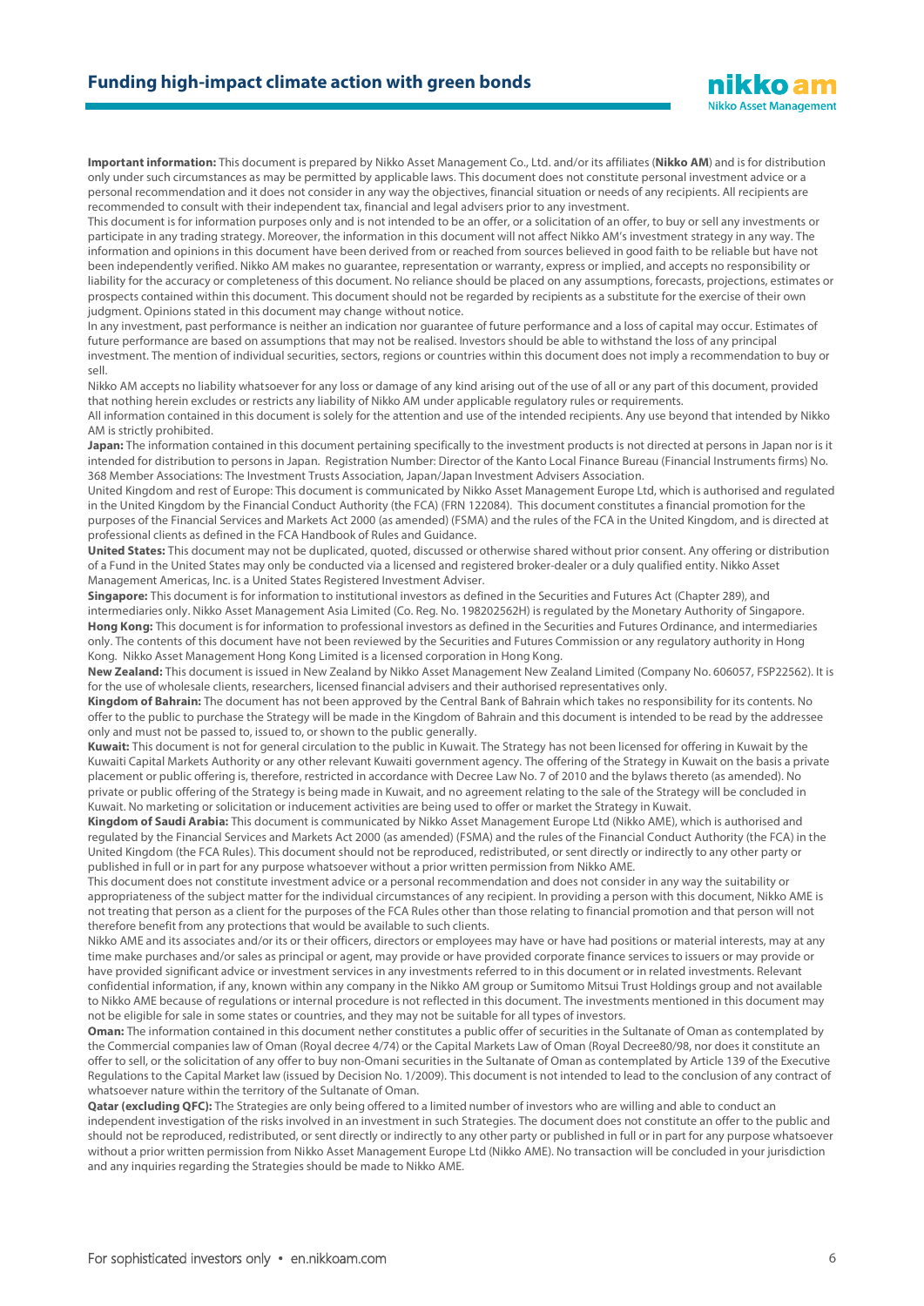**Important information:** This document is prepared by Nikko Asset Management Co., Ltd. and/or its affiliates (**Nikko AM**) and is for distribution only under such circumstances as may be permitted by applicable laws. This document does not constitute personal investment advice or a personal recommendation and it does not consider in any way the objectives, financial situation or needs of any recipients. All recipients are recommended to consult with their independent tax, financial and legal advisers prior to any investment.

This document is for information purposes only and is not intended to be an offer, or a solicitation of an offer, to buy or sell any investments or participate in any trading strategy. Moreover, the information in this document will not affect Nikko AM's investment strategy in any way. The information and opinions in this document have been derived from or reached from sources believed in good faith to be reliable but have not been independently verified. Nikko AM makes no guarantee, representation or warranty, express or implied, and accepts no responsibility or liability for the accuracy or completeness of this document. No reliance should be placed on any assumptions, forecasts, projections, estimates or prospects contained within this document. This document should not be regarded by recipients as a substitute for the exercise of their own judgment. Opinions stated in this document may change without notice.

In any investment, past performance is neither an indication nor guarantee of future performance and a loss of capital may occur. Estimates of future performance are based on assumptions that may not be realised. Investors should be able to withstand the loss of any principal investment. The mention of individual securities, sectors, regions or countries within this document does not imply a recommendation to buy or sell.

Nikko AM accepts no liability whatsoever for any loss or damage of any kind arising out of the use of all or any part of this document, provided that nothing herein excludes or restricts any liability of Nikko AM under applicable regulatory rules or requirements.

All information contained in this document is solely for the attention and use of the intended recipients. Any use beyond that intended by Nikko AM is strictly prohibited.

**Japan:** The information contained in this document pertaining specifically to the investment products is not directed at persons in Japan nor is it intended for distribution to persons in Japan. Registration Number: Director of the Kanto Local Finance Bureau (Financial Instruments firms) No. 368 Member Associations: The Investment Trusts Association, Japan/Japan Investment Advisers Association.

United Kingdom and rest of Europe: This document is communicated by Nikko Asset Management Europe Ltd, which is authorised and regulated in the United Kingdom by the Financial Conduct Authority (the FCA) (FRN 122084). This document constitutes a financial promotion for the purposes of the Financial Services and Markets Act 2000 (as amended) (FSMA) and the rules of the FCA in the United Kingdom, and is directed at professional clients as defined in the FCA Handbook of Rules and Guidance.

**United States:** This document may not be duplicated, quoted, discussed or otherwise shared without prior consent. Any offering or distribution of a Fund in the United States may only be conducted via a licensed and registered broker-dealer or a duly qualified entity. Nikko Asset Management Americas, Inc. is a United States Registered Investment Adviser.

**Singapore:** This document is for information to institutional investors as defined in the Securities and Futures Act (Chapter 289), and intermediaries only. Nikko Asset Management Asia Limited (Co. Reg. No. 198202562H) is regulated by the Monetary Authority of Singapore.

**Hong Kong:** This document is for information to professional investors as defined in the Securities and Futures Ordinance, and intermediaries only. The contents of this document have not been reviewed by the Securities and Futures Commission or any regulatory authority in Hong Kong. Nikko Asset Management Hong Kong Limited is a licensed corporation in Hong Kong.

**New Zealand:** This document is issued in New Zealand by Nikko Asset Management New Zealand Limited (Company No. 606057, FSP22562). It is for the use of wholesale clients, researchers, licensed financial advisers and their authorised representatives only.

**Kingdom of Bahrain:** The document has not been approved by the Central Bank of Bahrain which takes no responsibility for its contents. No offer to the public to purchase the Strategy will be made in the Kingdom of Bahrain and this document is intended to be read by the addressee only and must not be passed to, issued to, or shown to the public generally.

**Kuwait:** This document is not for general circulation to the public in Kuwait. The Strategy has not been licensed for offering in Kuwait by the Kuwaiti Capital Markets Authority or any other relevant Kuwaiti government agency. The offering of the Strategy in Kuwait on the basis a private placement or public offering is, therefore, restricted in accordance with Decree Law No. 7 of 2010 and the bylaws thereto (as amended). No private or public offering of the Strategy is being made in Kuwait, and no agreement relating to the sale of the Strategy will be concluded in Kuwait. No marketing or solicitation or inducement activities are being used to offer or market the Strategy in Kuwait.

**Kingdom of Saudi Arabia:** This document is communicated by Nikko Asset Management Europe Ltd (Nikko AME), which is authorised and regulated by the Financial Services and Markets Act 2000 (as amended) (FSMA) and the rules of the Financial Conduct Authority (the FCA) in the United Kingdom (the FCA Rules). This document should not be reproduced, redistributed, or sent directly or indirectly to any other party or published in full or in part for any purpose whatsoever without a prior written permission from Nikko AME.

This document does not constitute investment advice or a personal recommendation and does not consider in any way the suitability or appropriateness of the subject matter for the individual circumstances of any recipient. In providing a person with this document, Nikko AME is not treating that person as a client for the purposes of the FCA Rules other than those relating to financial promotion and that person will not therefore benefit from any protections that would be available to such clients.

Nikko AME and its associates and/or its or their officers, directors or employees may have or have had positions or material interests, may at any time make purchases and/or sales as principal or agent, may provide or have provided corporate finance services to issuers or may provide or have provided significant advice or investment services in any investments referred to in this document or in related investments. Relevant confidential information, if any, known within any company in the Nikko AM group or Sumitomo Mitsui Trust Holdings group and not available to Nikko AME because of regulations or internal procedure is not reflected in this document. The investments mentioned in this document may not be eligible for sale in some states or countries, and they may not be suitable for all types of investors.

**Oman:** The information contained in this document nether constitutes a public offer of securities in the Sultanate of Oman as contemplated by the Commercial companies law of Oman (Royal decree 4/74) or the Capital Markets Law of Oman (Royal Decree80/98, nor does it constitute an offer to sell, or the solicitation of any offer to buy non-Omani securities in the Sultanate of Oman as contemplated by Article 139 of the Executive Regulations to the Capital Market law (issued by Decision No. 1/2009). This document is not intended to lead to the conclusion of any contract of whatsoever nature within the territory of the Sultanate of Oman.

**Qatar (excluding QFC):** The Strategies are only being offered to a limited number of investors who are willing and able to conduct an independent investigation of the risks involved in an investment in such Strategies. The document does not constitute an offer to the public and should not be reproduced, redistributed, or sent directly or indirectly to any other party or published in full or in part for any purpose whatsoever without a prior written permission from Nikko Asset Management Europe Ltd (Nikko AME). No transaction will be concluded in your jurisdiction and any inquiries regarding the Strategies should be made to Nikko AME.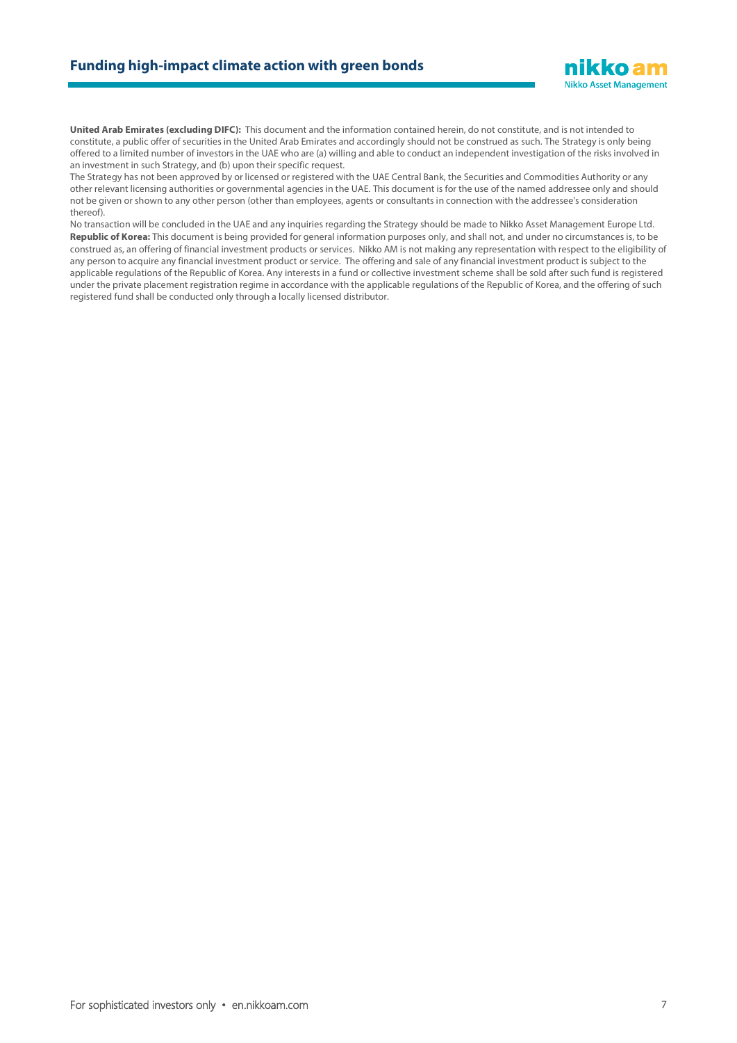**United Arab Emirates (excluding DIFC):** This document and the information contained herein, do not constitute, and is not intended to constitute, a public offer of securities in the United Arab Emirates and accordingly should not be construed as such. The Strategy is only being offered to a limited number of investors in the UAE who are (a) willing and able to conduct an independent investigation of the risks involved in an investment in such Strategy, and (b) upon their specific request.

The Strategy has not been approved by or licensed or registered with the UAE Central Bank, the Securities and Commodities Authority or any other relevant licensing authorities or governmental agencies in the UAE. This document is for the use of the named addressee only and should not be given or shown to any other person (other than employees, agents or consultants in connection with the addressee's consideration thereof).

No transaction will be concluded in the UAE and any inquiries regarding the Strategy should be made to Nikko Asset Management Europe Ltd.

**Republic of Korea:** This document is being provided for general information purposes only, and shall not, and under no circumstances is, to be construed as, an offering of financial investment products or services. Nikko AM is not making any representation with respect to the eligibility of any person to acquire any financial investment product or service. The offering and sale of any financial investment product is subject to the applicable regulations of the Republic of Korea. Any interests in a fund or collective investment scheme shall be sold after such fund is registered under the private placement registration regime in accordance with the applicable regulations of the Republic of Korea, and the offering of such registered fund shall be conducted only through a locally licensed distributor.